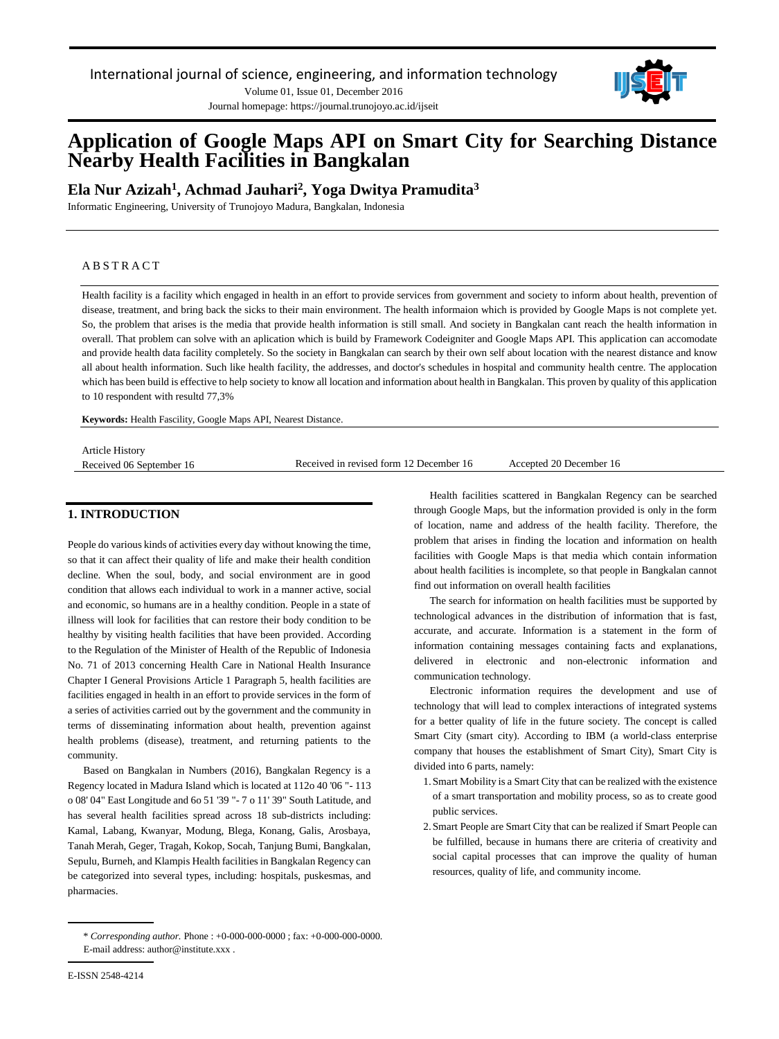# Application of Google Maps API on Smart City for Searching Distance Nearby Health Facilities in Bangkalan

**Ela Nur Azizah[1], Achmad Jauhari[2], Yoga Dwitya Pramudita[3]**

Informatic Engineering, University of Trunojoyo Madura, Bangkalan, Indonesia

## ABSTRACT

Health facility is a facility which engaged in health in an effort to provide services from government and society to inform about health, prevention of disease, treatment, and bring back the sicks to their main environment. The health informaion which is provided by Google Maps is not complete yet. So, the problem that arises is the media that provide health information is still small. And society in Bangkalan cant reach the health information in overall. That problem can solve with an aplication which is build by Framework Codeigniter and Google Maps API. This application can accomodate and provide health data facility completely. So the society in Bangkalan can search by their own self about location with the nearest distance and know all about health information. Such like health facility, the addresses, and doctor's schedules in hospital and community health centre. The applocation which has been build is effective to help society to know all location and information about health in Bangkalan. This proven by quality of this application to 10 respondent with resultd 77,3%

**Keywords:** Health Fascility, Google Maps API, Nearest Distance.

Article History
Received 06 September 16 | Received in revised form 12 December 16 | Accepted 20 December 16

## 1. INTRODUCTION

People do various kinds of activities every day without knowing the time, so that it can affect their quality of life and make their health condition decline. When the soul, body, and social environment are in good condition that allows each individual to work in a manner active, social and economic, so humans are in a healthy condition. People in a state of illness will look for facilities that can restore their body condition to be healthy by visiting health facilities that have been provided. According to the Regulation of the Minister of Health of the Republic of Indonesia No. 71 of 2013 concerning Health Care in National Health Insurance Chapter I General Provisions Article 1 Paragraph 5, health facilities are facilities engaged in health in an effort to provide services in the form of a series of activities carried out by the government and the community in terms of disseminating information about health, prevention against health problems (disease), treatment, and returning patients to the community.

Based on Bangkalan in Numbers (2016), Bangkalan Regency is a Regency located in Madura Island which is located at 112o 40 '06 "- 113 o 08' 04" East Longitude and 6o 51 '39 "- 7 o 11' 39" South Latitude, and has several health facilities spread across 18 sub-districts including: Kamal, Labang, Kwanyar, Modung, Blega, Konang, Galis, Arosbaya, Tanah Merah, Geger, Tragah, Kokop, Socah, Tanjung Bumi, Bangkalan, Sepulu, Burneh, and Klampis Health facilities in Bangkalan Regency can be categorized into several types, including: hospitals, puskesmas, and pharmacies.

Health facilities scattered in Bangkalan Regency can be searched through Google Maps, but the information provided is only in the form of location, name and address of the health facility. Therefore, the problem that arises in finding the location and information on health facilities with Google Maps is that media which contain information about health facilities is incomplete, so that people in Bangkalan cannot find out information on overall health facilities

The search for information on health facilities must be supported by technological advances in the distribution of information that is fast, accurate, and accurate. Information is a statement in the form of information containing messages containing facts and explanations, delivered in electronic and non-electronic information and communication technology.

Electronic information requires the development and use of technology that will lead to complex interactions of integrated systems for a better quality of life in the future society. The concept is called Smart City (smart city). According to IBM (a world-class enterprise company that houses the establishment of Smart City), Smart City is divided into 6 parts, namely:

1. Smart Mobility is a Smart City that can be realized with the existence of a smart transportation and mobility process, so as to create good public services.
2. Smart People are Smart City that can be realized if Smart People can be fulfilled, because in humans there are criteria of creativity and social capital processes that can improve the quality of human resources, quality of life, and community income.

\* *Corresponding author.* Phone : +0-000-000-0000 ; fax: +0-000-000-0000.
E-mail address: author@institute.xxx .

E-ISSN 2548-4214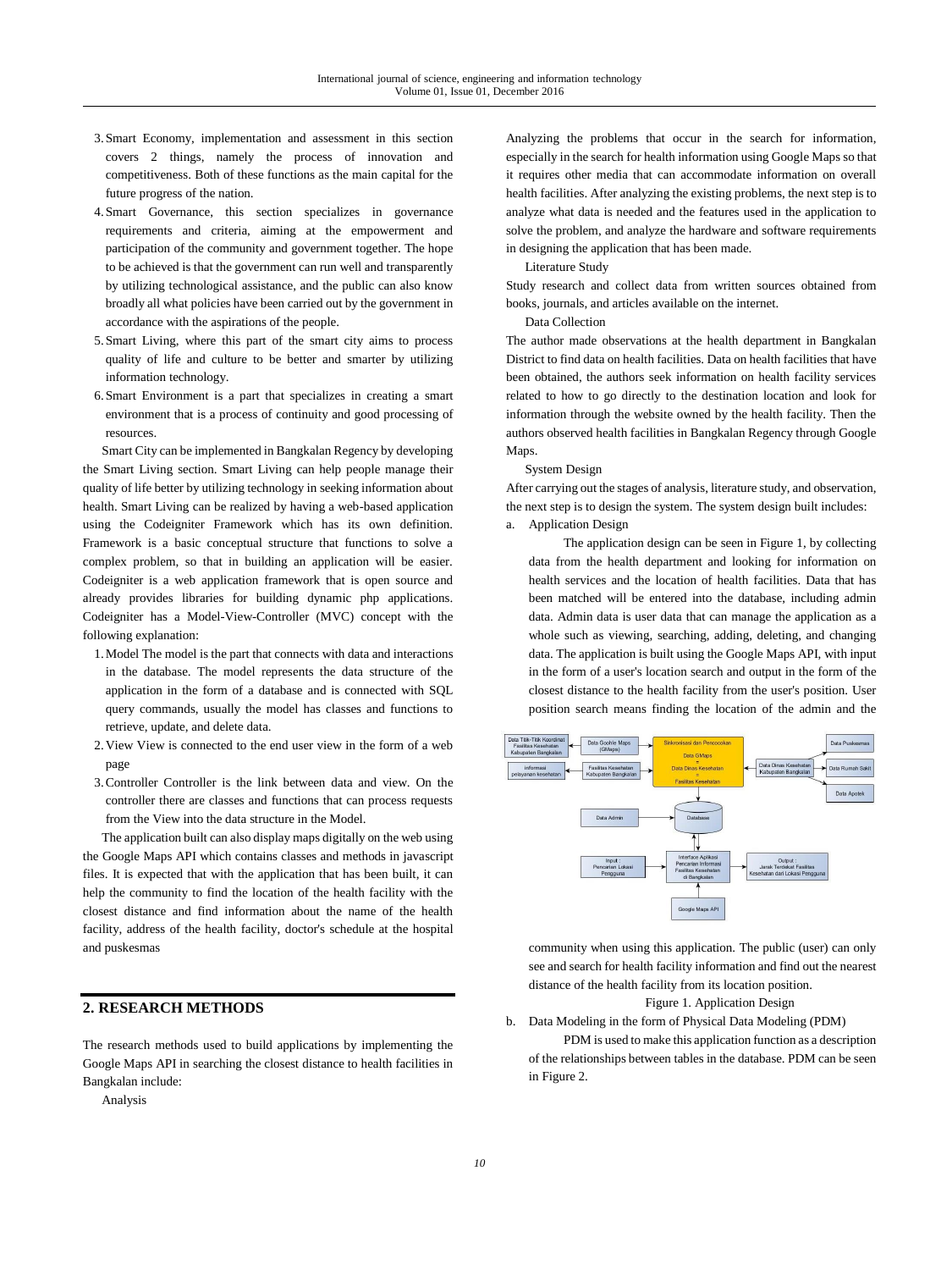3. Smart Economy, implementation and assessment in this section covers 2 things, namely the process of innovation and competitiveness. Both of these functions as the main capital for the future progress of the nation.
4. Smart Governance, this section specializes in governance requirements and criteria, aiming at the empowerment and participation of the community and government together. The hope to be achieved is that the government can run well and transparently by utilizing technological assistance, and the public can also know broadly all what policies have been carried out by the government in accordance with the aspirations of the people.
5. Smart Living, where this part of the smart city aims to process quality of life and culture to be better and smarter by utilizing information technology.
6. Smart Environment is a part that specializes in creating a smart environment that is a process of continuity and good processing of resources.

Smart City can be implemented in Bangkalan Regency by developing the Smart Living section. Smart Living can help people manage their quality of life better by utilizing technology in seeking information about health. Smart Living can be realized by having a web-based application using the Codeigniter Framework which has its own definition. Framework is a basic conceptual structure that functions to solve a complex problem, so that in building an application will be easier. Codeigniter is a web application framework that is open source and already provides libraries for building dynamic php applications. Codeigniter has a Model-View-Controller (MVC) concept with the following explanation:

1. Model The model is the part that connects with data and interactions in the database. The model represents the data structure of the application in the form of a database and is connected with SQL query commands, usually the model has classes and functions to retrieve, update, and delete data.
2. View View is connected to the end user view in the form of a web page
3. Controller Controller is the link between data and view. On the controller there are classes and functions that can process requests from the View into the data structure in the Model.

The application built can also display maps digitally on the web using the Google Maps API which contains classes and methods in javascript files. It is expected that with the application that has been built, it can help the community to find the location of the health facility with the closest distance and find information about the name of the health facility, address of the health facility, doctor's schedule at the hospital and puskesmas

## 2. RESEARCH METHODS

The research methods used to build applications by implementing the Google Maps API in searching the closest distance to health facilities in Bangkalan include:

Analysis

Analyzing the problems that occur in the search for information, especially in the search for health information using Google Maps so that it requires other media that can accommodate information on overall health facilities. After analyzing the existing problems, the next step is to analyze what data is needed and the features used in the application to solve the problem, and analyze the hardware and software requirements in designing the application that has been made.

Literature Study

Study research and collect data from written sources obtained from books, journals, and articles available on the internet.

Data Collection

The author made observations at the health department in Bangkalan District to find data on health facilities. Data on health facilities that have been obtained, the authors seek information on health facility services related to how to go directly to the destination location and look for information through the website owned by the health facility. Then the authors observed health facilities in Bangkalan Regency through Google Maps.

System Design

After carrying out the stages of analysis, literature study, and observation, the next step is to design the system. The system design built includes:

a. Application Design

The application design can be seen in Figure 1, by collecting data from the health department and looking for information on health services and the location of health facilities. Data that has been matched will be entered into the database, including admin data. Admin data is user data that can manage the application as a whole such as viewing, searching, adding, deleting, and changing data. The application is built using the Google Maps API, with input in the form of a user's location search and output in the form of the closest distance to the health facility from the user's position. User position search means finding the location of the admin and the community when using this application. The public (user) can only see and search for health facility information and find out the nearest distance of the health facility from its location position.

Data Titik-Titik Koordinat Fasilitas Kesehatan Kabupaten Bangkalan
Data Goohle Maps (GMaps)
Sinkronisasi dan Pencocokan
Data GMaps = Data Dinas Kesehatan = Fasilitas Kesehatan
Data Puskesmas
informasi pelayanan kesehatan
Fasilitas Kesehatan Kabupaten Bangkalan
Data Dinas Kesehatan Kabupaten Bangkalan
Data Rumah Sakit
Data Apotek
Data Admin
Database
Input : Pencarian Lokasi Pengguna
Interface Aplikasi Pencarian Informasi Fasilitas Kesehatan di Bangkalan
Output : Jarak Terdekat Fasilitas Kesehatan dari Lokasi Pengguna
Google Maps API

Figure 1. Application Design

b. Data Modeling in the form of Physical Data Modeling (PDM)

PDM is used to make this application function as a description of the relationships between tables in the database. PDM can be seen in Figure 2.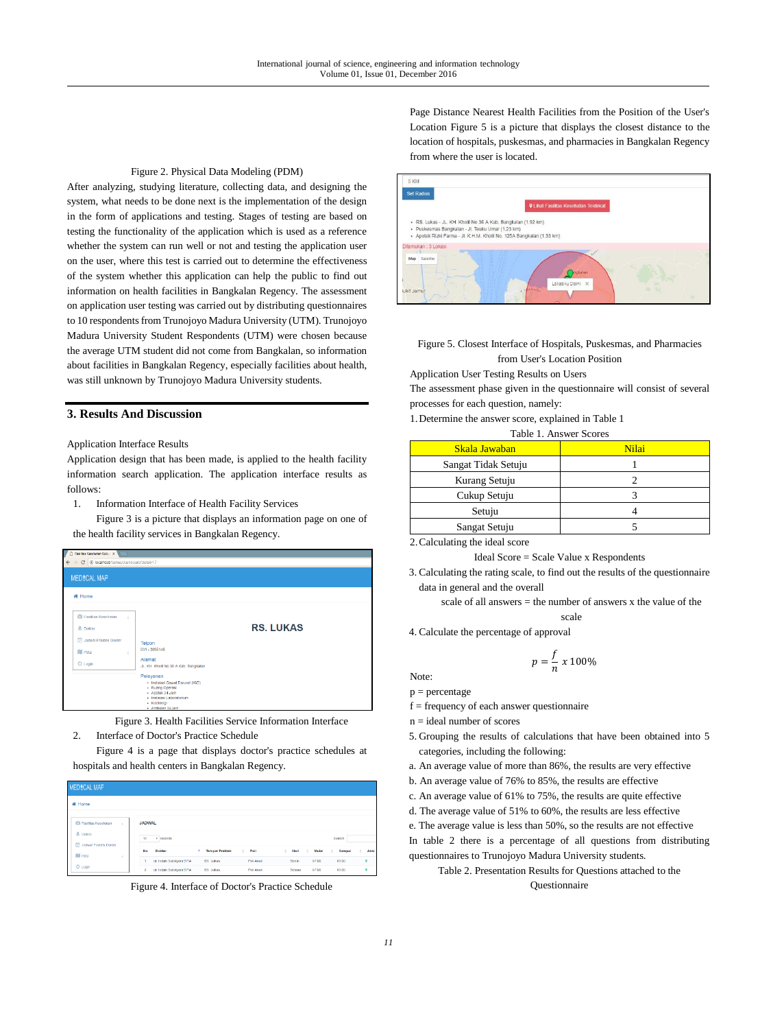Figure 2. Physical Data Modeling (PDM)

After analyzing, studying literature, collecting data, and designing the system, what needs to be done next is the implementation of the design in the form of applications and testing. Stages of testing are based on testing the functionality of the application which is used as a reference whether the system can run well or not and testing the application user on the user, where this test is carried out to determine the effectiveness of the system whether this application can help the public to find out information on health facilities in Bangkalan Regency. The assessment on application user testing was carried out by distributing questionnaires to 10 respondents from Trunojoyo Madura University (UTM). Trunojoyo Madura University Student Respondents (UTM) were chosen because the average UTM student did not come from Bangkalan, so information about facilities in Bangkalan Regency, especially facilities about health, was still unknown by Trunojoyo Madura University students.

## 3. Results And Discussion

Application Interface Results

Application design that has been made, is applied to the health facility information search application. The application interface results as follows:

1. Information Interface of Health Facility Services

   Figure 3 is a picture that displays an information page on one of the health facility services in Bangkalan Regency.

Figure 3. Health Facilities Service Information Interface

2. Interface of Doctor's Practice Schedule

   Figure 4 is a page that displays doctor's practice schedules at hospitals and health centers in Bangkalan Regency.

Figure 4. Interface of Doctor's Practice Schedule

Page Distance Nearest Health Facilities from the Position of the User's Location Figure 5 is a picture that displays the closest distance to the location of hospitals, puskesmas, and pharmacies in Bangkalan Regency from where the user is located.

Figure 5. Closest Interface of Hospitals, Puskesmas, and Pharmacies from User's Location Position

Application User Testing Results on Users

The assessment phase given in the questionnaire will consist of several processes for each question, namely:

1. Determine the answer score, explained in Table 1

Table 1. Answer Scores

| Skala Jawaban | Nilai |
|---|---|
| Sangat Tidak Setuju | 1 |
| Kurang Setuju | 2 |
| Cukup Setuju | 3 |
| Setuju | 4 |
| Sangat Setuju | 5 |

2. Calculating the ideal score

   Ideal Score = Scale Value x Respondents

3. Calculating the rating scale, to find out the results of the questionnaire data in general and the overall

   scale of all answers = the number of answers x the value of the scale

4. Calculate the percentage of approval

$$p = \frac{f}{n} \, x \, 100\%$$

Note:

p = percentage

f = frequency of each answer questionnaire

n = ideal number of scores

5. Grouping the results of calculations that have been obtained into 5 categories, including the following:

a. An average value of more than 86%, the results are very effective

b. An average value of 76% to 85%, the results are effective

c. An average value of 61% to 75%, the results are quite effective

d. The average value of 51% to 60%, the results are less effective

e. The average value is less than 50%, so the results are not effective

In table 2 there is a percentage of all questions from distributing questionnaires to Trunojoyo Madura University students.

Table 2. Presentation Results for Questions attached to the Questionnaire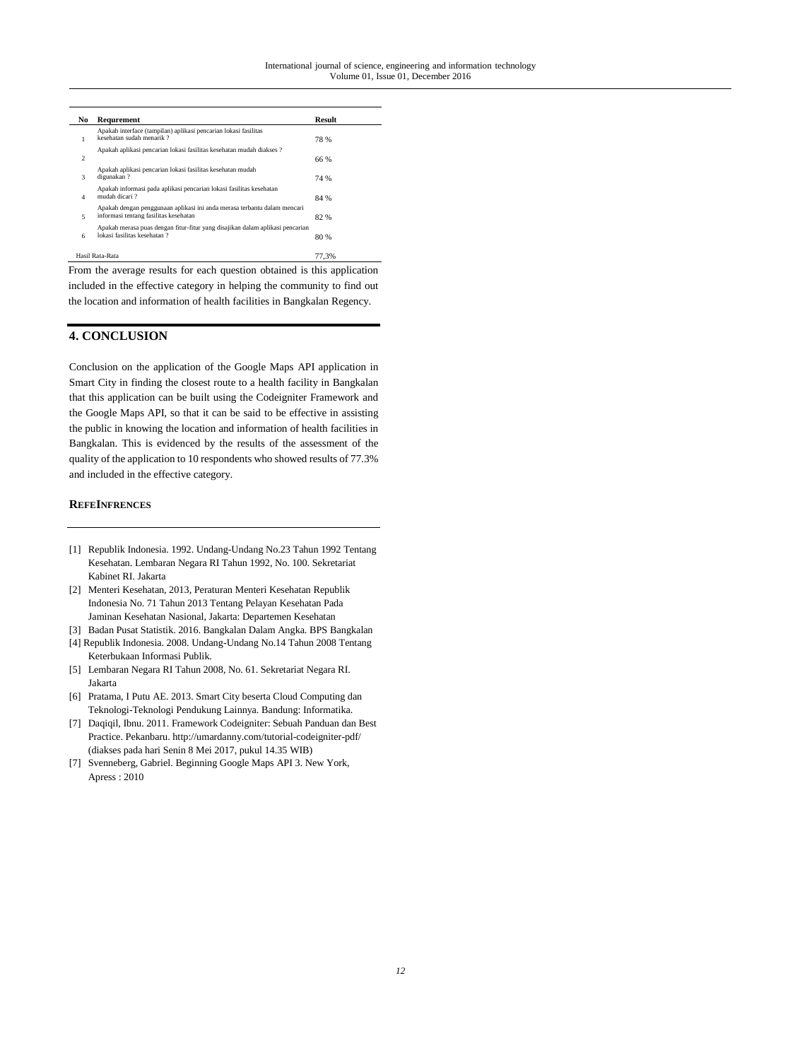| No | Requrement | Result |
|---|---|---|
| 1 | Apakah interface (tampilan) aplikasi pencarian lokasi fasilitas kesehatan sudah menarik ? | 78 % |
| 2 | Apakah aplikasi pencarian lokasi fasilitas kesehatan mudah diakses ? | 66 % |
| 3 | Apakah aplikasi pencarian lokasi fasilitas kesehatan mudah digunakan ? | 74 % |
| 4 | Apakah informasi pada aplikasi pencarian lokasi fasilitas kesehatan mudah dicari ? | 84 % |
| 5 | Apakah dengan penggunaan aplikasi ini anda merasa terbantu dalam mencari informasi tentang fasilitas kesehatan | 82 % |
| 6 | Apakah merasa puas dengan fitur-fitur yang disajikan dalam aplikasi pencarian lokasi fasilitas kesehatan ? | 80 % |
| Hasil Rata-Rata | | 77,3% |

From the average results for each question obtained is this application included in the effective category in helping the community to find out the location and information of health facilities in Bangkalan Regency.

## 4. CONCLUSION

Conclusion on the application of the Google Maps API application in Smart City in finding the closest route to a health facility in Bangkalan that this application can be built using the Codeigniter Framework and the Google Maps API, so that it can be said to be effective in assisting the public in knowing the location and information of health facilities in Bangkalan. This is evidenced by the results of the assessment of the quality of the application to 10 respondents who showed results of 77.3% and included in the effective category.

### REFEINFRENCES

[1] Republik Indonesia. 1992. Undang-Undang No.23 Tahun 1992 Tentang Kesehatan. Lembaran Negara RI Tahun 1992, No. 100. Sekretariat Kabinet RI. Jakarta

[2] Menteri Kesehatan, 2013, Peraturan Menteri Kesehatan Republik Indonesia No. 71 Tahun 2013 Tentang Pelayan Kesehatan Pada Jaminan Kesehatan Nasional, Jakarta: Departemen Kesehatan

[3] Badan Pusat Statistik. 2016. Bangkalan Dalam Angka. BPS Bangkalan

[4] Republik Indonesia. 2008. Undang-Undang No.14 Tahun 2008 Tentang Keterbukaan Informasi Publik.

[5] Lembaran Negara RI Tahun 2008, No. 61. Sekretariat Negara RI. Jakarta

[6] Pratama, I Putu AE. 2013. Smart City beserta Cloud Computing dan Teknologi-Teknologi Pendukung Lainnya. Bandung: Informatika.

[7] Daqiqil, Ibnu. 2011. Framework Codeigniter: Sebuah Panduan dan Best Practice. Pekanbaru. http://umardanny.com/tutorial-codeigniter-pdf/ (diakses pada hari Senin 8 Mei 2017, pukul 14.35 WIB)

[7] Svenneberg, Gabriel. Beginning Google Maps API 3. New York, Apress : 2010